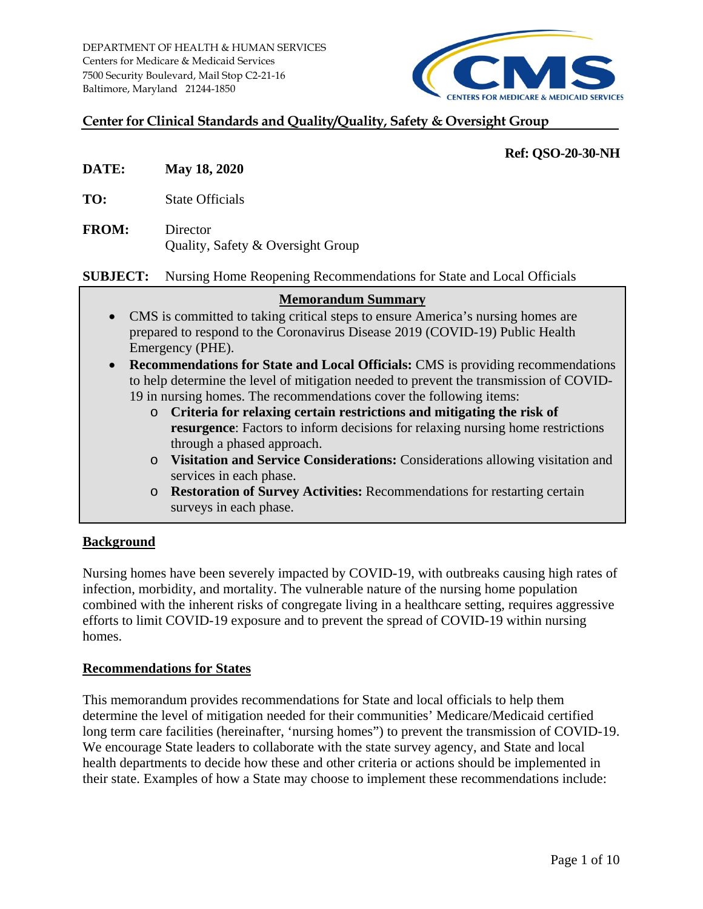DEPARTMENT OF HEALTH & HUMAN SERVICES
Centers for Medicare & Medicaid Services
7500 Security Boulevard, Mail Stop C2-21-16
Baltimore, Maryland 21244-1850

**Center for Clinical Standards and Quality/Quality, Safety & Oversight Group**

**Ref: QSO-20-30-NH**

**DATE:** **May 18, 2020**

**TO:** State Officials

**FROM:** Director
Quality, Safety & Oversight Group

**SUBJECT:** Nursing Home Reopening Recommendations for State and Local Officials

**Memorandum Summary**

- CMS is committed to taking critical steps to ensure America's nursing homes are prepared to respond to the Coronavirus Disease 2019 (COVID-19) Public Health Emergency (PHE).
- **Recommendations for State and Local Officials:** CMS is providing recommendations to help determine the level of mitigation needed to prevent the transmission of COVID-19 in nursing homes. The recommendations cover the following items:
  - **Criteria for relaxing certain restrictions and mitigating the risk of resurgence**: Factors to inform decisions for relaxing nursing home restrictions through a phased approach.
  - **Visitation and Service Considerations:** Considerations allowing visitation and services in each phase.
  - **Restoration of Survey Activities:** Recommendations for restarting certain surveys in each phase.

## Background

Nursing homes have been severely impacted by COVID-19, with outbreaks causing high rates of infection, morbidity, and mortality. The vulnerable nature of the nursing home population combined with the inherent risks of congregate living in a healthcare setting, requires aggressive efforts to limit COVID-19 exposure and to prevent the spread of COVID-19 within nursing homes.

## Recommendations for States

This memorandum provides recommendations for State and local officials to help them determine the level of mitigation needed for their communities' Medicare/Medicaid certified long term care facilities (hereinafter, 'nursing homes") to prevent the transmission of COVID-19. We encourage State leaders to collaborate with the state survey agency, and State and local health departments to decide how these and other criteria or actions should be implemented in their state. Examples of how a State may choose to implement these recommendations include: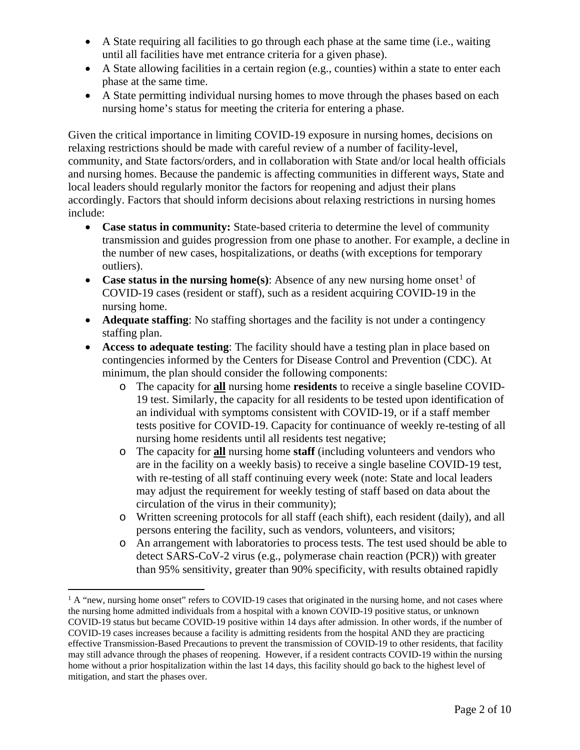- A State requiring all facilities to go through each phase at the same time (i.e., waiting until all facilities have met entrance criteria for a given phase).
- A State allowing facilities in a certain region (e.g., counties) within a state to enter each phase at the same time.
- A State permitting individual nursing homes to move through the phases based on each nursing home's status for meeting the criteria for entering a phase.

Given the critical importance in limiting COVID-19 exposure in nursing homes, decisions on relaxing restrictions should be made with careful review of a number of facility-level, community, and State factors/orders, and in collaboration with State and/or local health officials and nursing homes. Because the pandemic is affecting communities in different ways, State and local leaders should regularly monitor the factors for reopening and adjust their plans accordingly. Factors that should inform decisions about relaxing restrictions in nursing homes include:

- **Case status in community:** State-based criteria to determine the level of community transmission and guides progression from one phase to another. For example, a decline in the number of new cases, hospitalizations, or deaths (with exceptions for temporary outliers).
- **Case status in the nursing home(s)**: Absence of any new nursing home onset[1] of COVID-19 cases (resident or staff), such as a resident acquiring COVID-19 in the nursing home.
- **Adequate staffing**: No staffing shortages and the facility is not under a contingency staffing plan.
- **Access to adequate testing**: The facility should have a testing plan in place based on contingencies informed by the Centers for Disease Control and Prevention (CDC). At minimum, the plan should consider the following components:
  - The capacity for **<u>all</u>** nursing home **residents** to receive a single baseline COVID-19 test. Similarly, the capacity for all residents to be tested upon identification of an individual with symptoms consistent with COVID-19, or if a staff member tests positive for COVID-19. Capacity for continuance of weekly re-testing of all nursing home residents until all residents test negative;
  - The capacity for **<u>all</u>** nursing home **staff** (including volunteers and vendors who are in the facility on a weekly basis) to receive a single baseline COVID-19 test, with re-testing of all staff continuing every week (note: State and local leaders may adjust the requirement for weekly testing of staff based on data about the circulation of the virus in their community);
  - Written screening protocols for all staff (each shift), each resident (daily), and all persons entering the facility, such as vendors, volunteers, and visitors;
  - An arrangement with laboratories to process tests. The test used should be able to detect SARS-CoV-2 virus (e.g., polymerase chain reaction (PCR)) with greater than 95% sensitivity, greater than 90% specificity, with results obtained rapidly

[1] A "new, nursing home onset" refers to COVID-19 cases that originated in the nursing home, and not cases where the nursing home admitted individuals from a hospital with a known COVID-19 positive status, or unknown COVID-19 status but became COVID-19 positive within 14 days after admission. In other words, if the number of COVID-19 cases increases because a facility is admitting residents from the hospital AND they are practicing effective Transmission-Based Precautions to prevent the transmission of COVID-19 to other residents, that facility may still advance through the phases of reopening. However, if a resident contracts COVID-19 within the nursing home without a prior hospitalization within the last 14 days, this facility should go back to the highest level of mitigation, and start the phases over.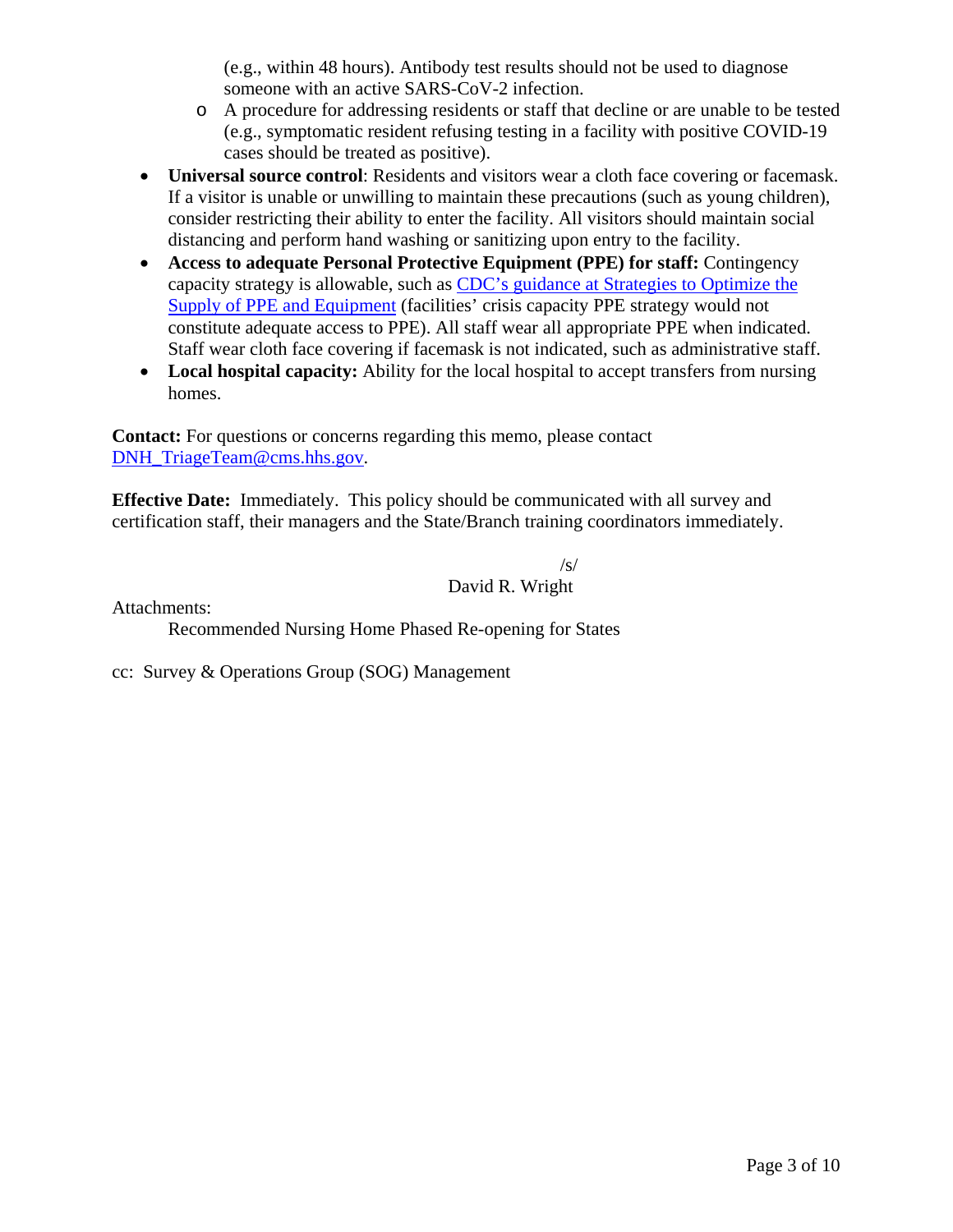(e.g., within 48 hours). Antibody test results should not be used to diagnose someone with an active SARS-CoV-2 infection.
  - A procedure for addressing residents or staff that decline or are unable to be tested (e.g., symptomatic resident refusing testing in a facility with positive COVID-19 cases should be treated as positive).
- **Universal source control**: Residents and visitors wear a cloth face covering or facemask. If a visitor is unable or unwilling to maintain these precautions (such as young children), consider restricting their ability to enter the facility. All visitors should maintain social distancing and perform hand washing or sanitizing upon entry to the facility.
- **Access to adequate Personal Protective Equipment (PPE) for staff:** Contingency capacity strategy is allowable, such as [CDC's guidance at Strategies to Optimize the Supply of PPE and Equipment](#) (facilities' crisis capacity PPE strategy would not constitute adequate access to PPE). All staff wear all appropriate PPE when indicated. Staff wear cloth face covering if facemask is not indicated, such as administrative staff.
- **Local hospital capacity:** Ability for the local hospital to accept transfers from nursing homes.

**Contact:** For questions or concerns regarding this memo, please contact [DNH_TriageTeam@cms.hhs.gov](mailto:DNH_TriageTeam@cms.hhs.gov).

**Effective Date:** Immediately. This policy should be communicated with all survey and certification staff, their managers and the State/Branch training coordinators immediately.

/s/
David R. Wright

Attachments:
Recommended Nursing Home Phased Re-opening for States

cc: Survey & Operations Group (SOG) Management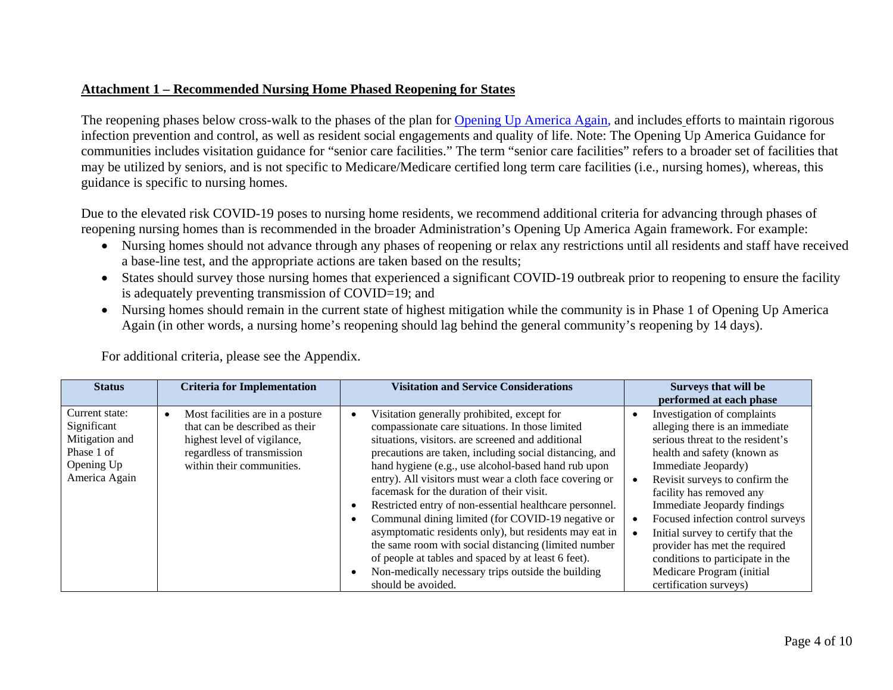**Attachment 1 – Recommended Nursing Home Phased Reopening for States**

The reopening phases below cross-walk to the phases of the plan for [Opening Up America Again](), and includes efforts to maintain rigorous infection prevention and control, as well as resident social engagements and quality of life. Note: The Opening Up America Guidance for communities includes visitation guidance for "senior care facilities." The term "senior care facilities" refers to a broader set of facilities that may be utilized by seniors, and is not specific to Medicare/Medicare certified long term care facilities (i.e., nursing homes), whereas, this guidance is specific to nursing homes.

Due to the elevated risk COVID-19 poses to nursing home residents, we recommend additional criteria for advancing through phases of reopening nursing homes than is recommended in the broader Administration's Opening Up America Again framework. For example:

- Nursing homes should not advance through any phases of reopening or relax any restrictions until all residents and staff have received a base-line test, and the appropriate actions are taken based on the results;
- States should survey those nursing homes that experienced a significant COVID-19 outbreak prior to reopening to ensure the facility is adequately preventing transmission of COVID=19; and
- Nursing homes should remain in the current state of highest mitigation while the community is in Phase 1 of Opening Up America Again (in other words, a nursing home's reopening should lag behind the general community's reopening by 14 days).

For additional criteria, please see the Appendix.

| Status | Criteria for Implementation | Visitation and Service Considerations | Surveys that will be performed at each phase |
|---|---|---|---|
| Current state: Significant Mitigation and Phase 1 of Opening Up America Again | • Most facilities are in a posture that can be described as their highest level of vigilance, regardless of transmission within their communities. | • Visitation generally prohibited, except for compassionate care situations. In those limited situations, visitors. are screened and additional precautions are taken, including social distancing, and hand hygiene (e.g., use alcohol-based hand rub upon entry). All visitors must wear a cloth face covering or facemask for the duration of their visit.<br>• Restricted entry of non-essential healthcare personnel.<br>• Communal dining limited (for COVID-19 negative or asymptomatic residents only), but residents may eat in the same room with social distancing (limited number of people at tables and spaced by at least 6 feet).<br>• Non-medically necessary trips outside the building should be avoided. | • Investigation of complaints alleging there is an immediate serious threat to the resident's health and safety (known as Immediate Jeopardy)<br>• Revisit surveys to confirm the facility has removed any Immediate Jeopardy findings<br>• Focused infection control surveys<br>• Initial survey to certify that the provider has met the required conditions to participate in the Medicare Program (initial certification surveys) |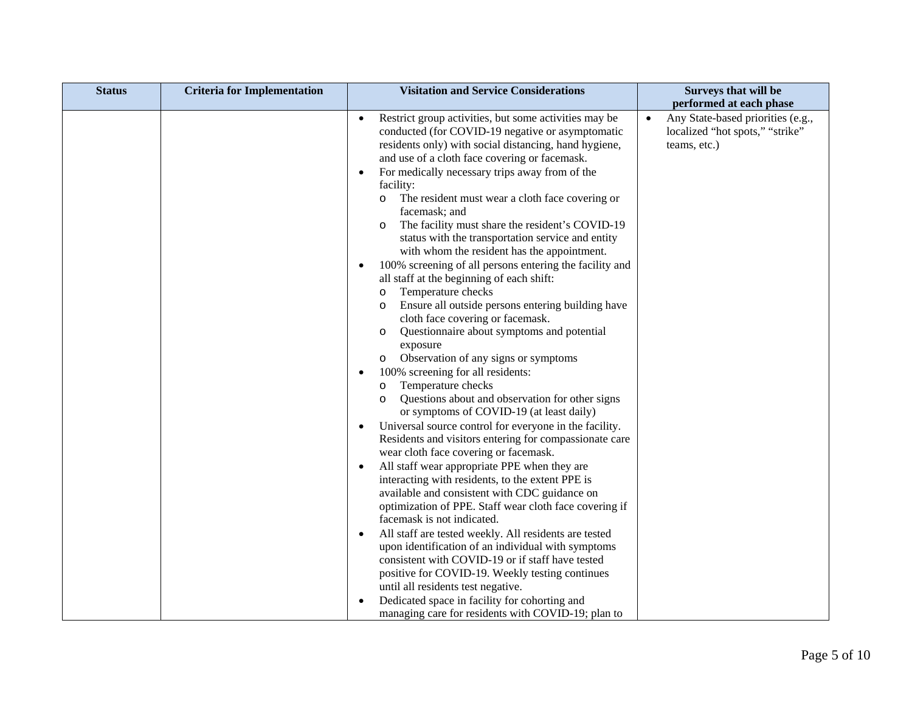| Status | Criteria for Implementation | Visitation and Service Considerations | Surveys that will be performed at each phase |
|---|---|---|---|
| | | • Restrict group activities, but some activities may be conducted (for COVID-19 negative or asymptomatic residents only) with social distancing, hand hygiene, and use of a cloth face covering or facemask.<br>• For medically necessary trips away from of the facility:<br>  o The resident must wear a cloth face covering or facemask; and<br>  o The facility must share the resident's COVID-19 status with the transportation service and entity with whom the resident has the appointment.<br>• 100% screening of all persons entering the facility and all staff at the beginning of each shift:<br>  o Temperature checks<br>  o Ensure all outside persons entering building have cloth face covering or facemask.<br>  o Questionnaire about symptoms and potential exposure<br>  o Observation of any signs or symptoms<br>• 100% screening for all residents:<br>  o Temperature checks<br>  o Questions about and observation for other signs or symptoms of COVID-19 (at least daily)<br>• Universal source control for everyone in the facility. Residents and visitors entering for compassionate care wear cloth face covering or facemask.<br>• All staff wear appropriate PPE when they are interacting with residents, to the extent PPE is available and consistent with CDC guidance on optimization of PPE. Staff wear cloth face covering if facemask is not indicated.<br>• All staff are tested weekly. All residents are tested upon identification of an individual with symptoms consistent with COVID-19 or if staff have tested positive for COVID-19. Weekly testing continues until all residents test negative.<br>• Dedicated space in facility for cohorting and managing care for residents with COVID-19; plan to | • Any State-based priorities (e.g., localized "hot spots," "strike" teams, etc.) |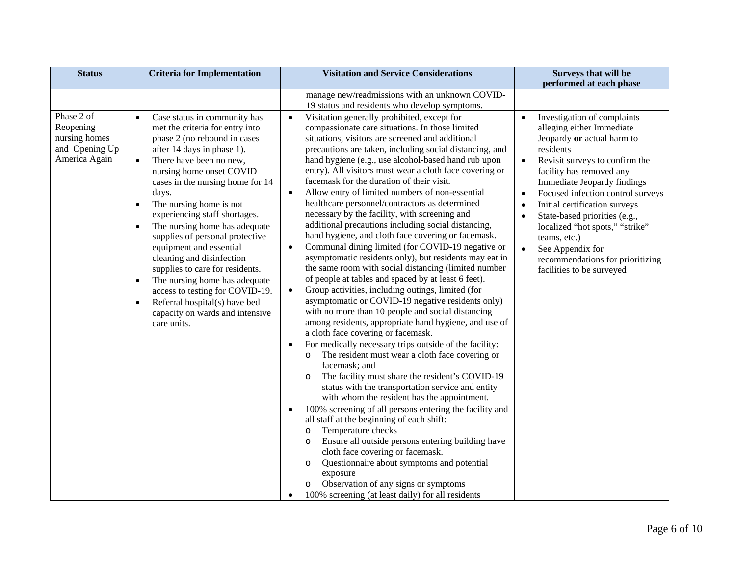| Status | Criteria for Implementation | Visitation and Service Considerations | Surveys that will be performed at each phase |
|---|---|---|---|
| | | manage new/readmissions with an unknown COVID-19 status and residents who develop symptoms. | |
| Phase 2 of Reopening nursing homes and Opening Up America Again | • Case status in community has met the criteria for entry into phase 2 (no rebound in cases after 14 days in phase 1).<br>• There have been no new, nursing home onset COVID cases in the nursing home for 14 days.<br>• The nursing home is not experiencing staff shortages.<br>• The nursing home has adequate supplies of personal protective equipment and essential cleaning and disinfection supplies to care for residents.<br>• The nursing home has adequate access to testing for COVID-19.<br>• Referral hospital(s) have bed capacity on wards and intensive care units. | • Visitation generally prohibited, except for compassionate care situations. In those limited situations, visitors are screened and additional precautions are taken, including social distancing, and hand hygiene (e.g., use alcohol-based hand rub upon entry). All visitors must wear a cloth face covering or facemask for the duration of their visit.<br>• Allow entry of limited numbers of non-essential healthcare personnel/contractors as determined necessary by the facility, with screening and additional precautions including social distancing, hand hygiene, and cloth face covering or facemask.<br>• Communal dining limited (for COVID-19 negative or asymptomatic residents only), but residents may eat in the same room with social distancing (limited number of people at tables and spaced by at least 6 feet).<br>• Group activities, including outings, limited (for asymptomatic or COVID-19 negative residents only) with no more than 10 people and social distancing among residents, appropriate hand hygiene, and use of a cloth face covering or facemask.<br>• For medically necessary trips outside of the facility:<br>&nbsp;&nbsp;o The resident must wear a cloth face covering or facemask; and<br>&nbsp;&nbsp;o The facility must share the resident's COVID-19 status with the transportation service and entity with whom the resident has the appointment.<br>• 100% screening of all persons entering the facility and all staff at the beginning of each shift:<br>&nbsp;&nbsp;o Temperature checks<br>&nbsp;&nbsp;o Ensure all outside persons entering building have cloth face covering or facemask.<br>&nbsp;&nbsp;o Questionnaire about symptoms and potential exposure<br>&nbsp;&nbsp;o Observation of any signs or symptoms<br>• 100% screening (at least daily) for all residents | • Investigation of complaints alleging either Immediate Jeopardy **or** actual harm to residents<br>• Revisit surveys to confirm the facility has removed any Immediate Jeopardy findings<br>• Focused infection control surveys<br>• Initial certification surveys<br>• State-based priorities (e.g., localized "hot spots," "strike" teams, etc.)<br>• See Appendix for recommendations for prioritizing facilities to be surveyed |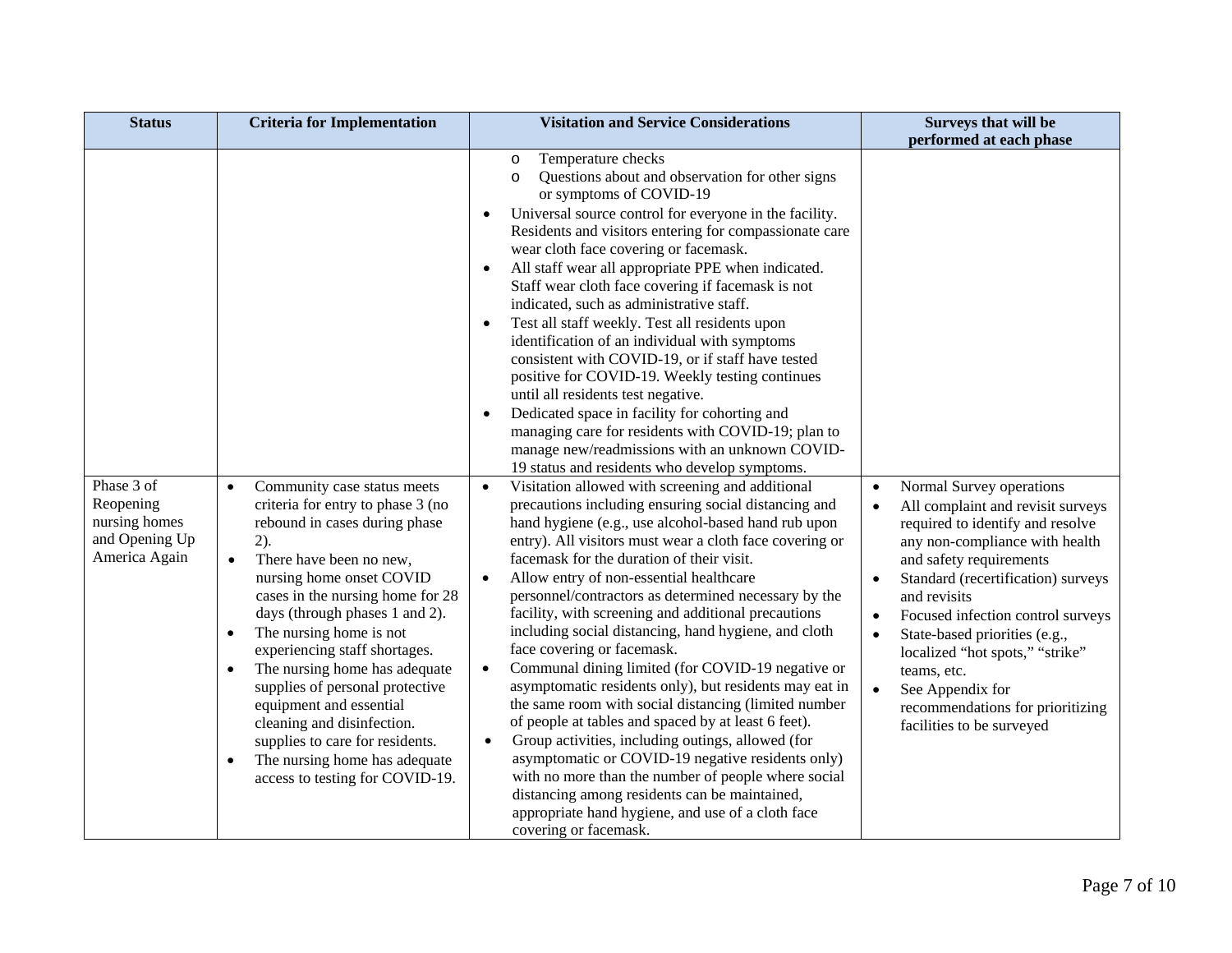| Status | Criteria for Implementation | Visitation and Service Considerations | Surveys that will be performed at each phase |
|---|---|---|---|
| | | o Temperature checks<br>o Questions about and observation for other signs or symptoms of COVID-19<br>• Universal source control for everyone in the facility. Residents and visitors entering for compassionate care wear cloth face covering or facemask.<br>• All staff wear all appropriate PPE when indicated. Staff wear cloth face covering if facemask is not indicated, such as administrative staff.<br>• Test all staff weekly. Test all residents upon identification of an individual with symptoms consistent with COVID-19, or if staff have tested positive for COVID-19. Weekly testing continues until all residents test negative.<br>• Dedicated space in facility for cohorting and managing care for residents with COVID-19; plan to manage new/readmissions with an unknown COVID-19 status and residents who develop symptoms. | |
| Phase 3 of Reopening nursing homes and Opening Up America Again | • Community case status meets criteria for entry to phase 3 (no rebound in cases during phase 2).<br>• There have been no new, nursing home onset COVID cases in the nursing home for 28 days (through phases 1 and 2).<br>• The nursing home is not experiencing staff shortages.<br>• The nursing home has adequate supplies of personal protective equipment and essential cleaning and disinfection. supplies to care for residents.<br>• The nursing home has adequate access to testing for COVID-19. | • Visitation allowed with screening and additional precautions including ensuring social distancing and hand hygiene (e.g., use alcohol-based hand rub upon entry). All visitors must wear a cloth face covering or facemask for the duration of their visit.<br>• Allow entry of non-essential healthcare personnel/contractors as determined necessary by the facility, with screening and additional precautions including social distancing, hand hygiene, and cloth face covering or facemask.<br>• Communal dining limited (for COVID-19 negative or asymptomatic residents only), but residents may eat in the same room with social distancing (limited number of people at tables and spaced by at least 6 feet).<br>• Group activities, including outings, allowed (for asymptomatic or COVID-19 negative residents only) with no more than the number of people where social distancing among residents can be maintained, appropriate hand hygiene, and use of a cloth face covering or facemask. | • Normal Survey operations<br>• All complaint and revisit surveys required to identify and resolve any non-compliance with health and safety requirements<br>• Standard (recertification) surveys and revisits<br>• Focused infection control surveys<br>• State-based priorities (e.g., localized "hot spots," "strike" teams, etc.<br>• See Appendix for recommendations for prioritizing facilities to be surveyed |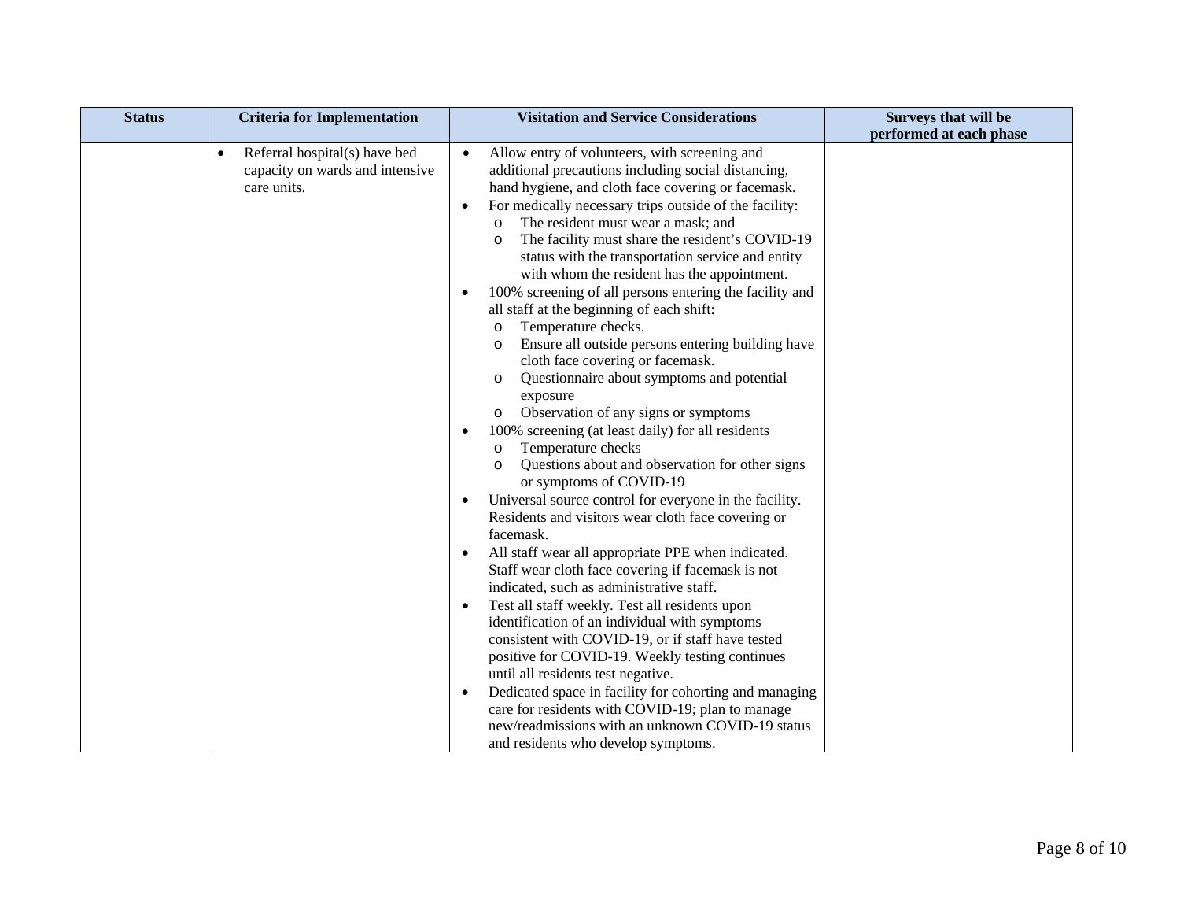| Status | Criteria for Implementation | Visitation and Service Considerations | Surveys that will be performed at each phase |
| --- | --- | --- | --- |
| | • Referral hospital(s) have bed capacity on wards and intensive care units. | • Allow entry of volunteers, with screening and additional precautions including social distancing, hand hygiene, and cloth face covering or facemask.<br>• For medically necessary trips outside of the facility:<br>&nbsp;&nbsp;o The resident must wear a mask; and<br>&nbsp;&nbsp;o The facility must share the resident's COVID-19 status with the transportation service and entity with whom the resident has the appointment.<br>• 100% screening of all persons entering the facility and all staff at the beginning of each shift:<br>&nbsp;&nbsp;o Temperature checks.<br>&nbsp;&nbsp;o Ensure all outside persons entering building have cloth face covering or facemask.<br>&nbsp;&nbsp;o Questionnaire about symptoms and potential exposure<br>&nbsp;&nbsp;o Observation of any signs or symptoms<br>• 100% screening (at least daily) for all residents<br>&nbsp;&nbsp;o Temperature checks<br>&nbsp;&nbsp;o Questions about and observation for other signs or symptoms of COVID-19<br>• Universal source control for everyone in the facility. Residents and visitors wear cloth face covering or facemask.<br>• All staff wear all appropriate PPE when indicated. Staff wear cloth face covering if facemask is not indicated, such as administrative staff.<br>• Test all staff weekly. Test all residents upon identification of an individual with symptoms consistent with COVID-19, or if staff have tested positive for COVID-19. Weekly testing continues until all residents test negative.<br>• Dedicated space in facility for cohorting and managing care for residents with COVID-19; plan to manage new/readmissions with an unknown COVID-19 status and residents who develop symptoms. | |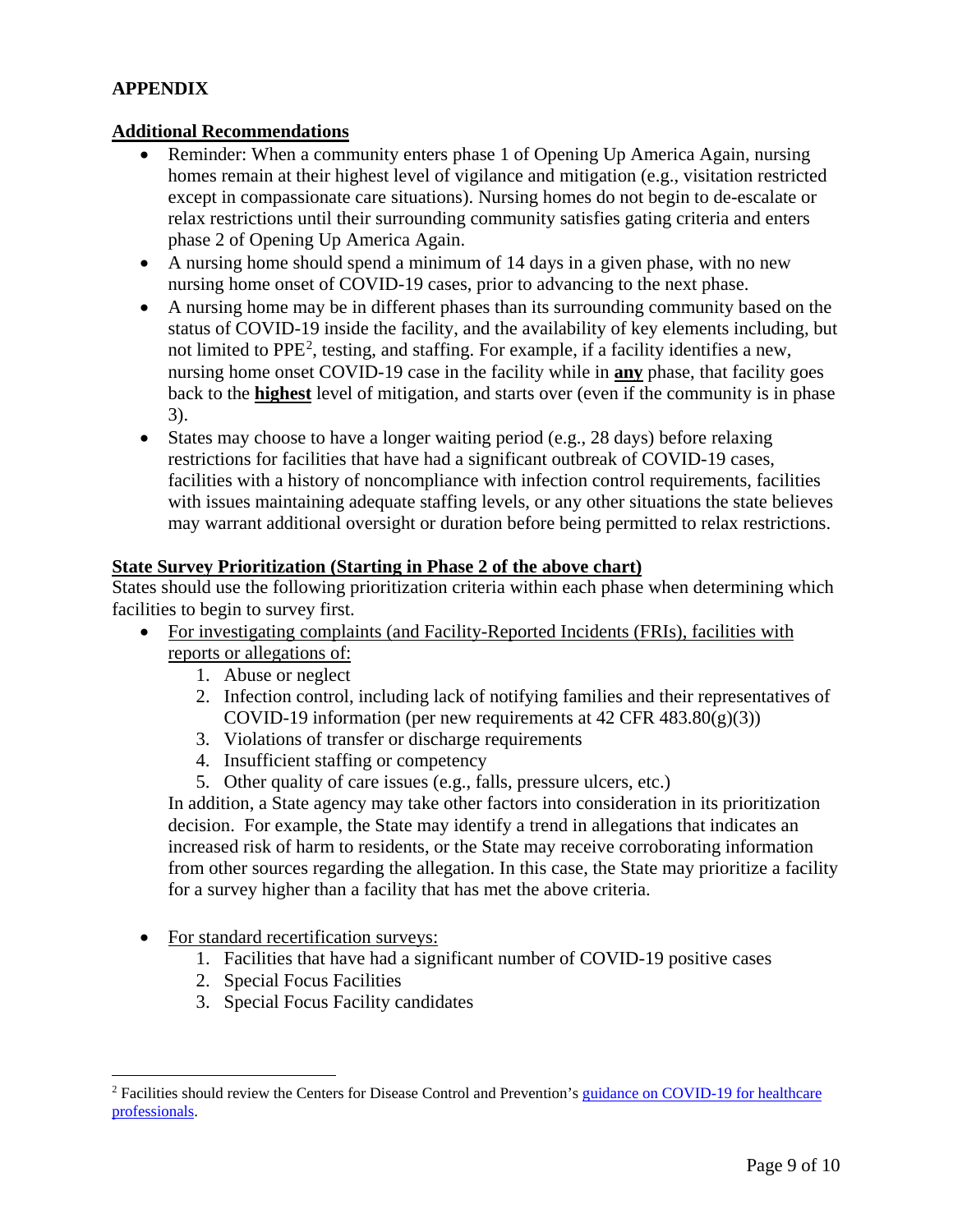# APPENDIX

## Additional Recommendations

- Reminder: When a community enters phase 1 of Opening Up America Again, nursing homes remain at their highest level of vigilance and mitigation (e.g., visitation restricted except in compassionate care situations). Nursing homes do not begin to de-escalate or relax restrictions until their surrounding community satisfies gating criteria and enters phase 2 of Opening Up America Again.
- A nursing home should spend a minimum of 14 days in a given phase, with no new nursing home onset of COVID-19 cases, prior to advancing to the next phase.
- A nursing home may be in different phases than its surrounding community based on the status of COVID-19 inside the facility, and the availability of key elements including, but not limited to PPE[2], testing, and staffing. For example, if a facility identifies a new, nursing home onset COVID-19 case in the facility while in **any** phase, that facility goes back to the **highest** level of mitigation, and starts over (even if the community is in phase 3).
- States may choose to have a longer waiting period (e.g., 28 days) before relaxing restrictions for facilities that have had a significant outbreak of COVID-19 cases, facilities with a history of noncompliance with infection control requirements, facilities with issues maintaining adequate staffing levels, or any other situations the state believes may warrant additional oversight or duration before being permitted to relax restrictions.

## State Survey Prioritization (Starting in Phase 2 of the above chart)

States should use the following prioritization criteria within each phase when determining which facilities to begin to survey first.

- For investigating complaints (and Facility-Reported Incidents (FRIs), facilities with reports or allegations of:
  1. Abuse or neglect
  2. Infection control, including lack of notifying families and their representatives of COVID-19 information (per new requirements at 42 CFR 483.80(g)(3))
  3. Violations of transfer or discharge requirements
  4. Insufficient staffing or competency
  5. Other quality of care issues (e.g., falls, pressure ulcers, etc.)

  In addition, a State agency may take other factors into consideration in its prioritization decision. For example, the State may identify a trend in allegations that indicates an increased risk of harm to residents, or the State may receive corroborating information from other sources regarding the allegation. In this case, the State may prioritize a facility for a survey higher than a facility that has met the above criteria.

- For standard recertification surveys:
  1. Facilities that have had a significant number of COVID-19 positive cases
  2. Special Focus Facilities
  3. Special Focus Facility candidates

[2] Facilities should review the Centers for Disease Control and Prevention's guidance on COVID-19 for healthcare professionals.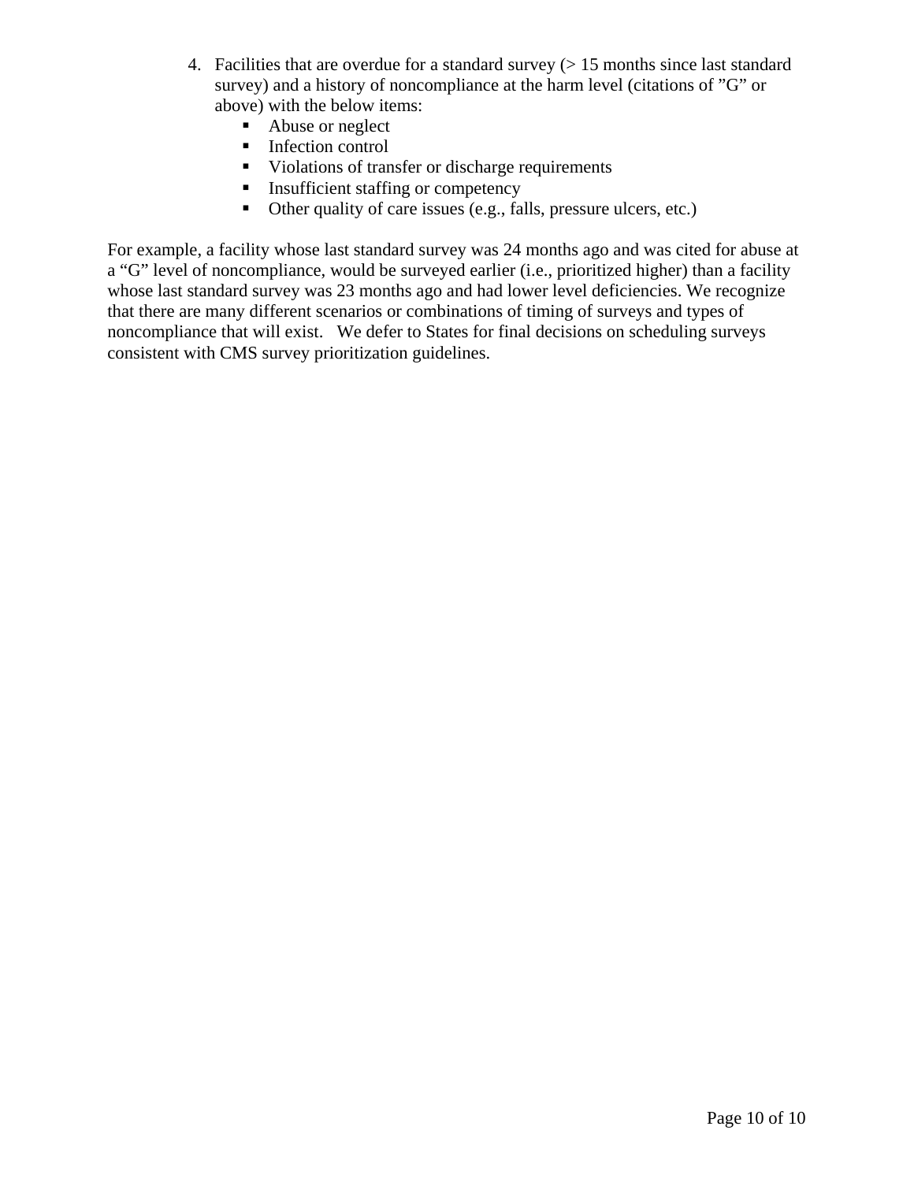4. Facilities that are overdue for a standard survey (> 15 months since last standard survey) and a history of noncompliance at the harm level (citations of "G" or above) with the below items:
   - Abuse or neglect
   - Infection control
   - Violations of transfer or discharge requirements
   - Insufficient staffing or competency
   - Other quality of care issues (e.g., falls, pressure ulcers, etc.)

For example, a facility whose last standard survey was 24 months ago and was cited for abuse at a "G" level of noncompliance, would be surveyed earlier (i.e., prioritized higher) than a facility whose last standard survey was 23 months ago and had lower level deficiencies. We recognize that there are many different scenarios or combinations of timing of surveys and types of noncompliance that will exist. We defer to States for final decisions on scheduling surveys consistent with CMS survey prioritization guidelines.